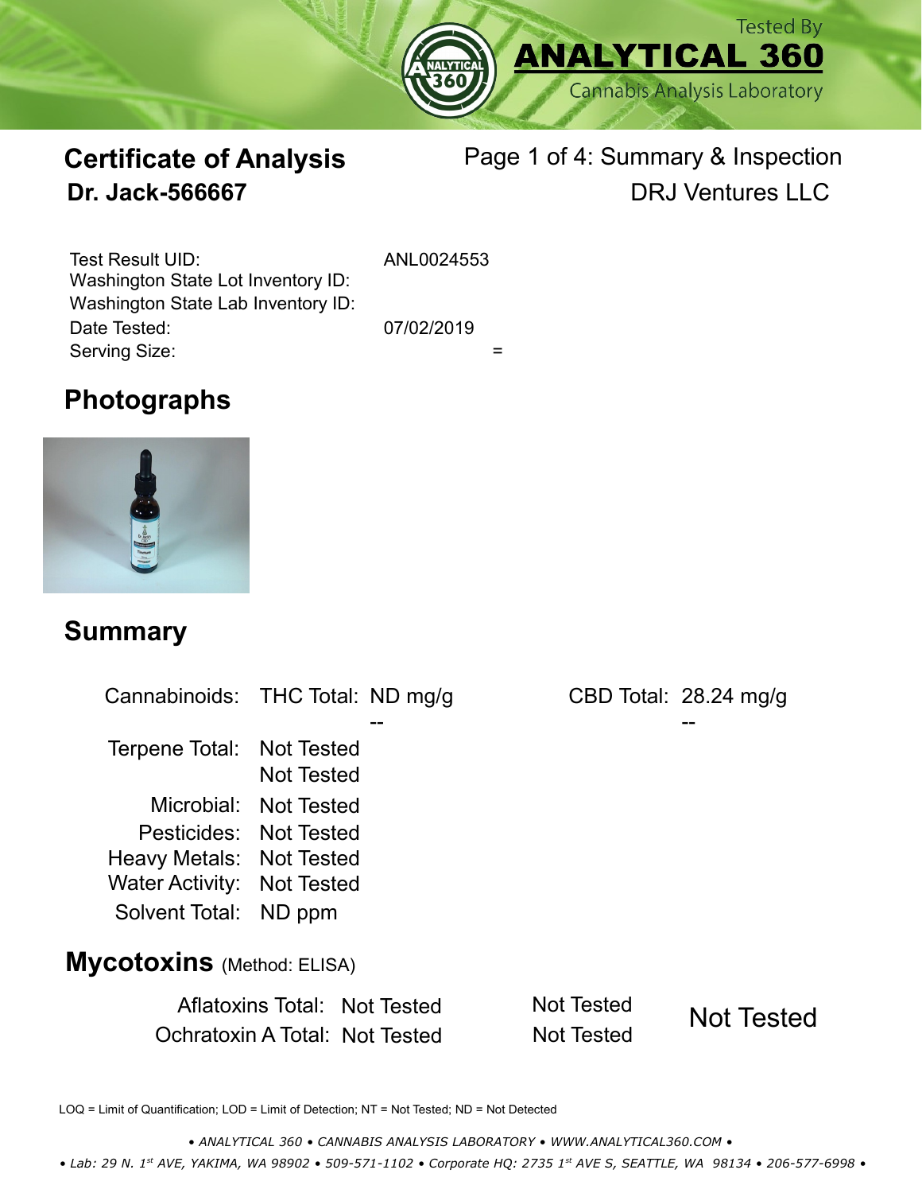Tested By
**ANALYTICAL 360**
Cannabis Analysis Laboratory

# Certificate of Analysis

**Dr. Jack-566667**

Page 1 of 4: Summary & Inspection

DRJ Ventures LLC

| | |
|---|---|
| Test Result UID: | ANL0024553 |
| Washington State Lot Inventory ID: | |
| Washington State Lab Inventory ID: | |
| Date Tested: | 07/02/2019 |
| Serving Size: | = |

## Photographs

## Summary

| | | | | |
|---|---|---|---|---|
| Cannabinoids: | THC Total: | ND mg/g | CBD Total: | 28.24 mg/g |
| | | -- | | -- |
| Terpene Total: | Not Tested | | | |
| | Not Tested | | | |
| Microbial: | Not Tested | | | |
| Pesticides: | Not Tested | | | |
| Heavy Metals: | Not Tested | | | |
| Water Activity: | Not Tested | | | |
| Solvent Total: | ND ppm | | | |

## Mycotoxins (Method: ELISA)

| | | | |
|---|---|---|---|
| Aflatoxins Total: | Not Tested | Not Tested | Not Tested |
| Ochratoxin A Total: | Not Tested | Not Tested | |

LOQ = Limit of Quantification; LOD = Limit of Detection; NT = Not Tested; ND = Not Detected

*• ANALYTICAL 360 • CANNABIS ANALYSIS LABORATORY • WWW.ANALYTICAL360.COM •*

*• Lab: 29 N. 1st AVE, YAKIMA, WA 98902 • 509-571-1102 • Corporate HQ: 2735 1st AVE S, SEATTLE, WA 98134 • 206-577-6998 •*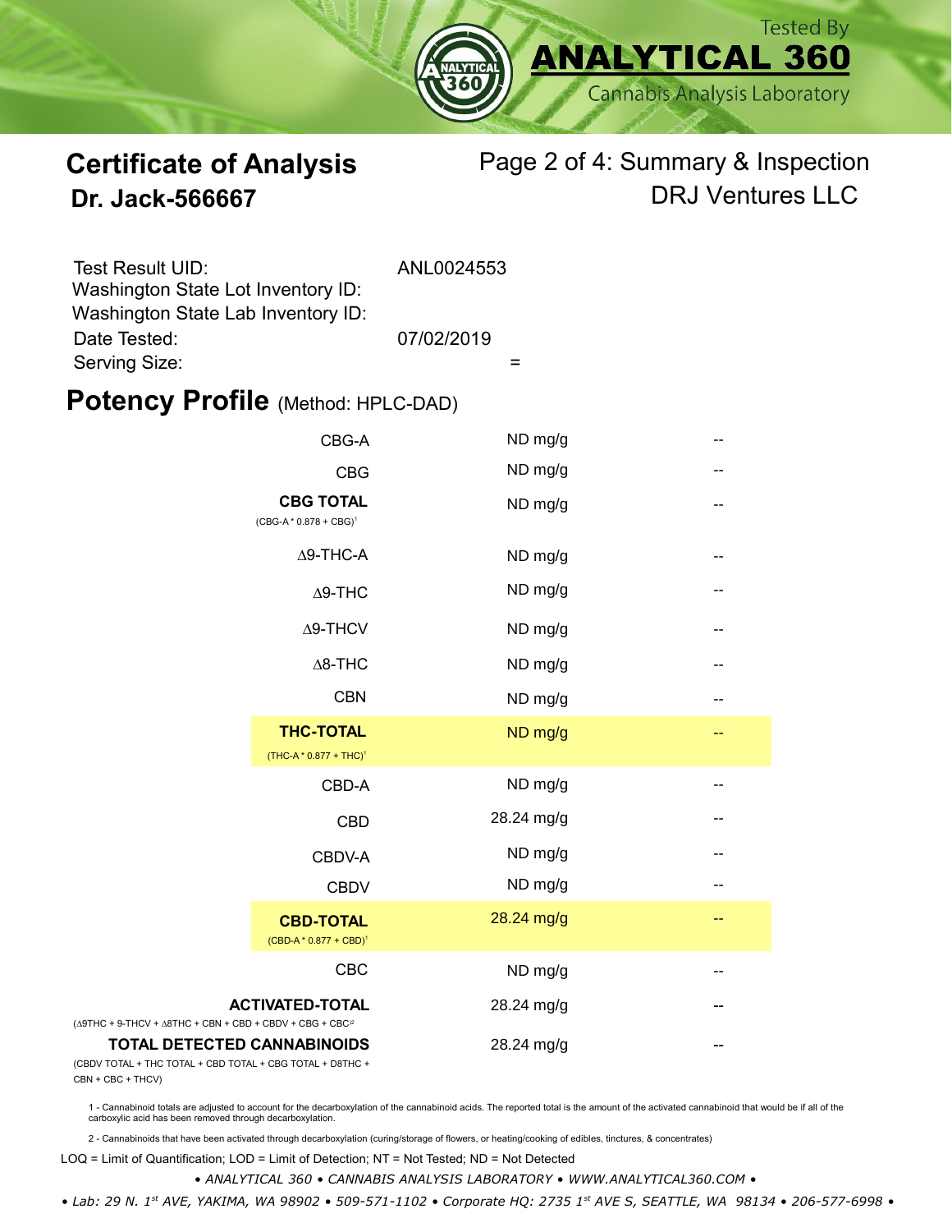Tested By **ANALYTICAL 360** Cannabis Analysis Laboratory

# Certificate of Analysis

## Dr. Jack-566667

Page 2 of 4: Summary & Inspection

DRJ Ventures LLC

| | |
|---|---|
| Test Result UID: | ANL0024553 |
| Washington State Lot Inventory ID: | |
| Washington State Lab Inventory ID: | |
| Date Tested: | 07/02/2019 |
| Serving Size: | = |

## Potency Profile (Method: HPLC-DAD)

| Analyte | Result | |
|---|---|---|
| CBG-A | ND mg/g | -- |
| CBG | ND mg/g | -- |
| **CBG TOTAL** (CBG-A * 0.878 + CBG)[1] | ND mg/g | -- |
| Δ9-THC-A | ND mg/g | -- |
| Δ9-THC | ND mg/g | -- |
| Δ9-THCV | ND mg/g | -- |
| Δ8-THC | ND mg/g | -- |
| CBN | ND mg/g | -- |
| **THC-TOTAL** (THC-A * 0.877 + THC)[1] | ND mg/g | -- |
| CBD-A | ND mg/g | -- |
| CBD | 28.24 mg/g | -- |
| CBDV-A | ND mg/g | -- |
| CBDV | ND mg/g | -- |
| **CBD-TOTAL** (CBD-A * 0.877 + CBD)[1] | 28.24 mg/g | -- |
| CBC | ND mg/g | -- |
| **ACTIVATED-TOTAL** (Δ9THC + 9-THCV + Δ8THC + CBN + CBD + CBDV + CBG + CBC[2] | 28.24 mg/g | -- |
| **TOTAL DETECTED CANNABINOIDS** (CBDV TOTAL + THC TOTAL + CBD TOTAL + CBG TOTAL + D8THC + CBN + CBC + THCV) | 28.24 mg/g | -- |

1 - Cannabinoid totals are adjusted to account for the decarboxylation of the cannabinoid acids. The reported total is the amount of the activated cannabinoid that would be if all of the carboxylic acid has been removed through decarboxylation.

2 - Cannabinoids that have been activated through decarboxylation (curing/storage of flowers, or heating/cooking of edibles, tinctures, & concentrates)

LOQ = Limit of Quantification; LOD = Limit of Detection; NT = Not Tested; ND = Not Detected

*• ANALYTICAL 360 • CANNABIS ANALYSIS LABORATORY • WWW.ANALYTICAL360.COM •*

*• Lab: 29 N. 1st AVE, YAKIMA, WA 98902 • 509-571-1102 • Corporate HQ: 2735 1st AVE S, SEATTLE, WA 98134 • 206-577-6998 •*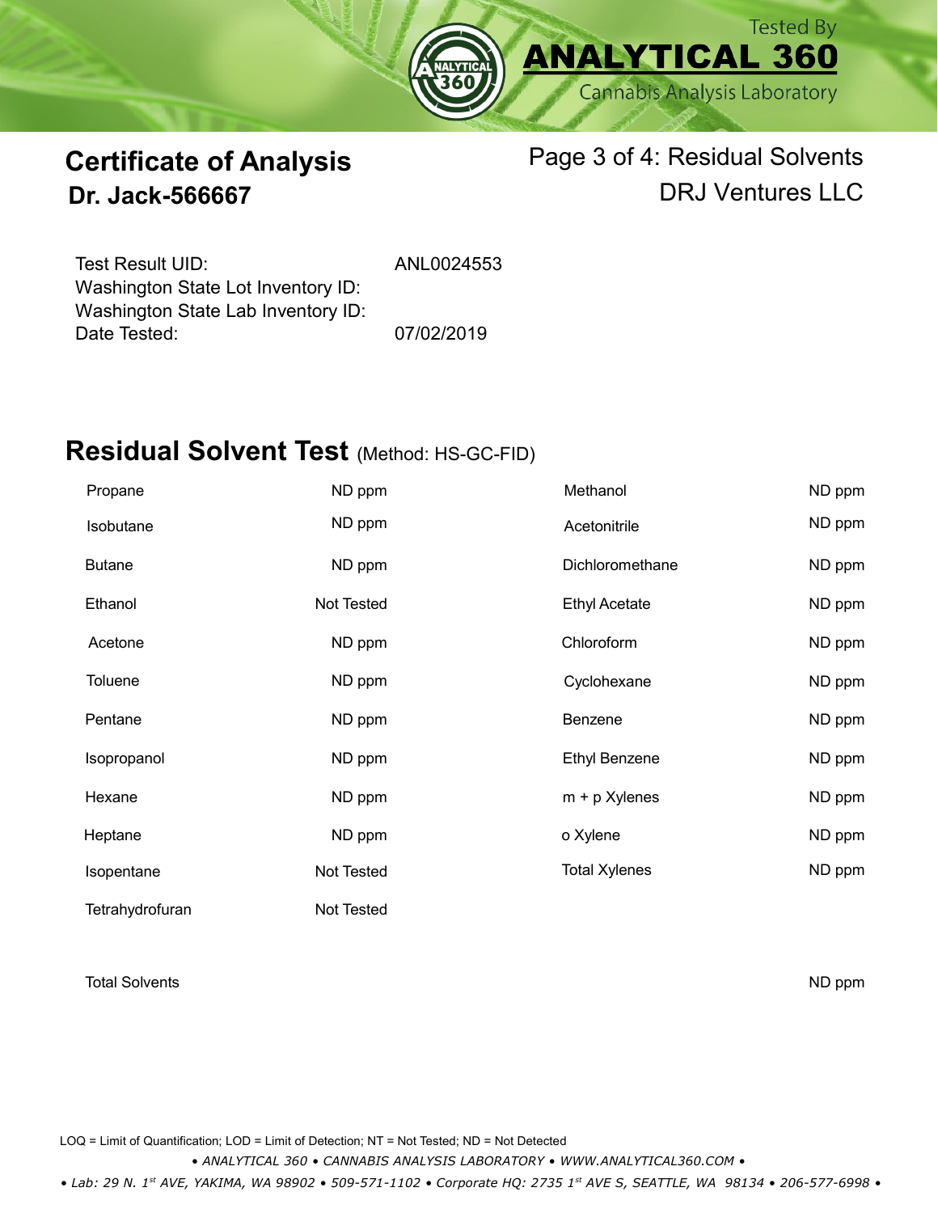# Certificate of Analysis

## Dr. Jack-566667

Page 3 of 4: Residual Solvents

DRJ Ventures LLC

| | |
|---|---|
| Test Result UID: | ANL0024553 |
| Washington State Lot Inventory ID: | |
| Washington State Lab Inventory ID: | |
| Date Tested: | 07/02/2019 |

## Residual Solvent Test (Method: HS-GC-FID)

| Solvent | Result | Solvent | Result |
|---|---|---|---|
| Propane | ND ppm | Methanol | ND ppm |
| Isobutane | ND ppm | Acetonitrile | ND ppm |
| Butane | ND ppm | Dichloromethane | ND ppm |
| Ethanol | Not Tested | Ethyl Acetate | ND ppm |
| Acetone | ND ppm | Chloroform | ND ppm |
| Toluene | ND ppm | Cyclohexane | ND ppm |
| Pentane | ND ppm | Benzene | ND ppm |
| Isopropanol | ND ppm | Ethyl Benzene | ND ppm |
| Hexane | ND ppm | m + p Xylenes | ND ppm |
| Heptane | ND ppm | o Xylene | ND ppm |
| Isopentane | Not Tested | Total Xylenes | ND ppm |
| Tetrahydrofuran | Not Tested | | |

Total Solvents: ND ppm

LOQ = Limit of Quantification; LOD = Limit of Detection; NT = Not Tested; ND = Not Detected

*• ANALYTICAL 360 • CANNABIS ANALYSIS LABORATORY • WWW.ANALYTICAL360.COM •*

*• Lab: 29 N. 1st AVE, YAKIMA, WA 98902 • 509-571-1102 • Corporate HQ: 2735 1st AVE S, SEATTLE, WA 98134 • 206-577-6998 •*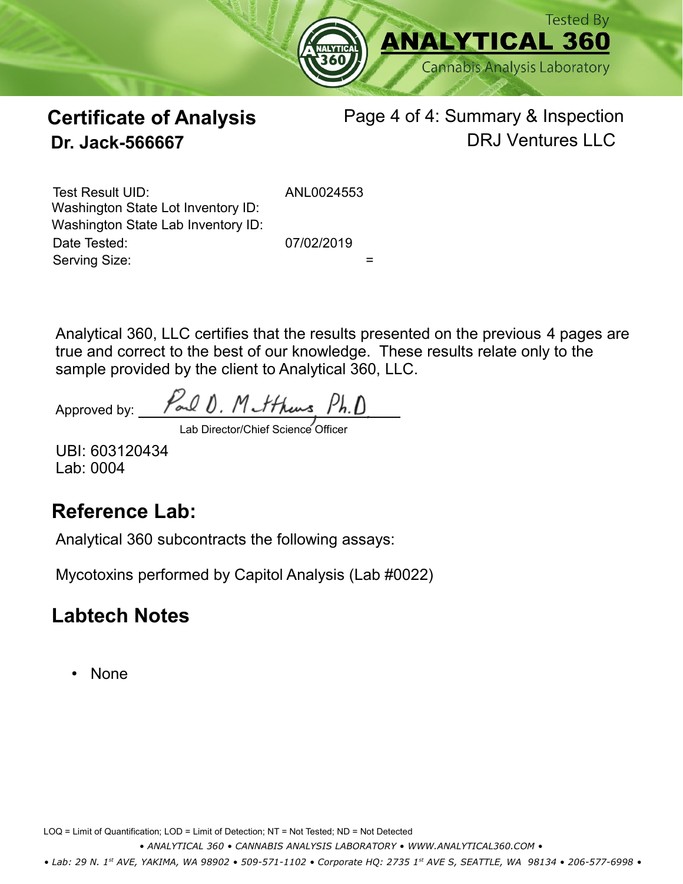# Certificate of Analysis

**Dr. Jack-566667**

Page 4 of 4: Summary & Inspection

DRJ Ventures LLC

| | |
|---|---|
| Test Result UID: | ANL0024553 |
| Washington State Lot Inventory ID: | |
| Washington State Lab Inventory ID: | |
| Date Tested: | 07/02/2019 |
| Serving Size: | = |

Analytical 360, LLC certifies that the results presented on the previous 4 pages are true and correct to the best of our knowledge. These results relate only to the sample provided by the client to Analytical 360, LLC.

Approved by: Paul D. Matthews, Ph.D

Lab Director/Chief Science Officer

UBI: 603120434
Lab: 0004

## Reference Lab:

Analytical 360 subcontracts the following assays:

Mycotoxins performed by Capitol Analysis (Lab #0022)

## Labtech Notes

- None

LOQ = Limit of Quantification; LOD = Limit of Detection; NT = Not Tested; ND = Not Detected

*• ANALYTICAL 360 • CANNABIS ANALYSIS LABORATORY • WWW.ANALYTICAL360.COM •*

*• Lab: 29 N. 1st AVE, YAKIMA, WA 98902 • 509-571-1102 • Corporate HQ: 2735 1st AVE S, SEATTLE, WA 98134 • 206-577-6998 •*